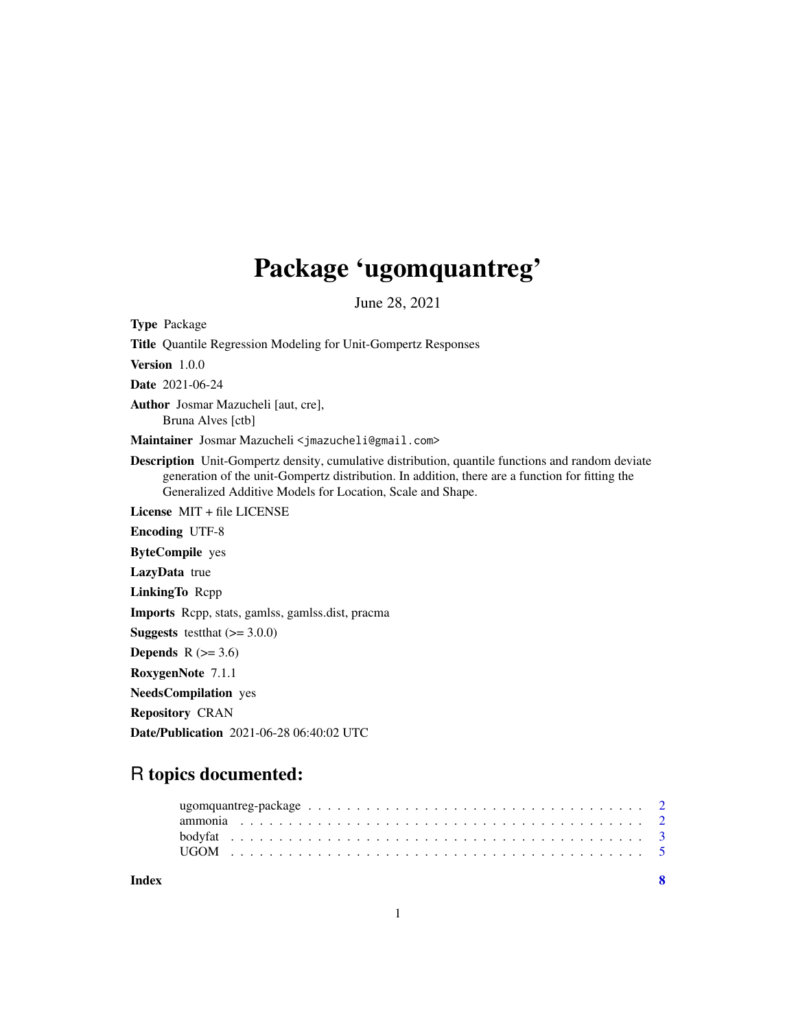# Package 'ugomquantreg'

June 28, 2021

**Type** Package

**Title** Quantile Regression Modeling for Unit-Gompertz Responses

**Version** 1.0.0

**Date** 2021-06-24

**Author** Josmar Mazucheli [aut, cre],
Bruna Alves [ctb]

**Maintainer** Josmar Mazucheli <jmazucheli@gmail.com>

**Description** Unit-Gompertz density, cumulative distribution, quantile functions and random deviate generation of the unit-Gompertz distribution. In addition, there are a function for fitting the Generalized Additive Models for Location, Scale and Shape.

**License** MIT + file LICENSE

**Encoding** UTF-8

**ByteCompile** yes

**LazyData** true

**LinkingTo** Rcpp

**Imports** Rcpp, stats, gamlss, gamlss.dist, pracma

**Suggests** testthat (>= 3.0.0)

**Depends** R (>= 3.6)

**RoxygenNote** 7.1.1

**NeedsCompilation** yes

**Repository** CRAN

**Date/Publication** 2021-06-28 06:40:02 UTC

## R topics documented:

| | |
|---|---|
| ugomquantreg-package | 2 |
| ammonia | 2 |
| bodyfat | 3 |
| UGOM | 5 |
| **Index** | **8** |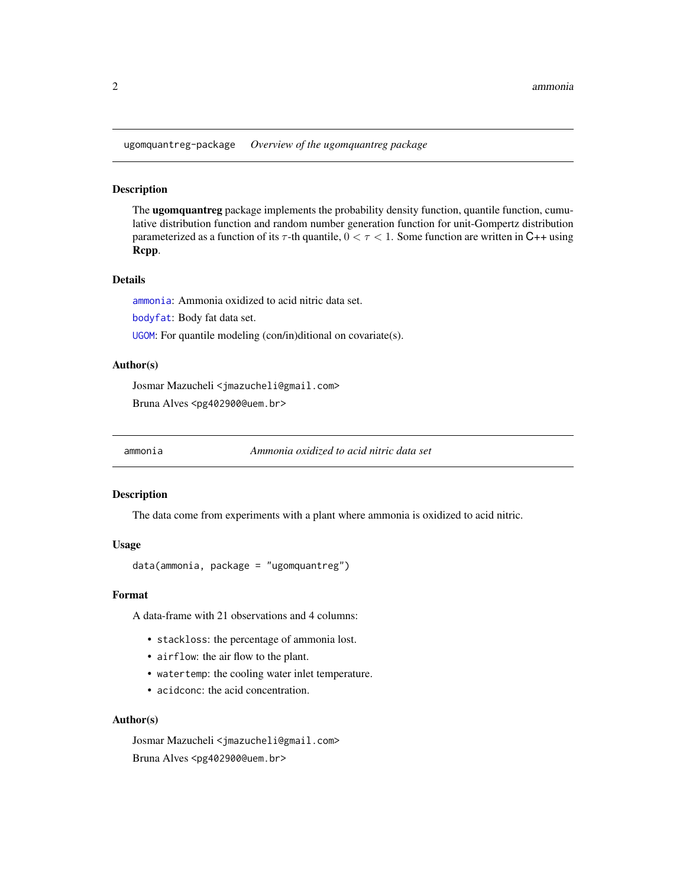## ugomquantreg-package — *Overview of the ugomquantreg package*

### Description

The **ugomquantreg** package implements the probability density function, quantile function, cumulative distribution function and random number generation function for unit-Gompertz distribution parameterized as a function of its $\tau$-th quantile, $0 < \tau < 1$. Some function are written in C++ using **Rcpp**.

### Details

`ammonia`: Ammonia oxidized to acid nitric data set.

`bodyfat`: Body fat data set.

`UGOM`: For quantile modeling (con/in)ditional on covariate(s).

### Author(s)

Josmar Mazucheli <jmazucheli@gmail.com>

Bruna Alves <pg402900@uem.br>

## ammonia — *Ammonia oxidized to acid nitric data set*

### Description

The data come from experiments with a plant where ammonia is oxidized to acid nitric.

### Usage

```
data(ammonia, package = "ugomquantreg")
```

### Format

A data-frame with 21 observations and 4 columns:

- `stackloss`: the percentage of ammonia lost.
- `airflow`: the air flow to the plant.
- `watertemp`: the cooling water inlet temperature.
- `acidconc`: the acid concentration.

### Author(s)

Josmar Mazucheli <jmazucheli@gmail.com>

Bruna Alves <pg402900@uem.br>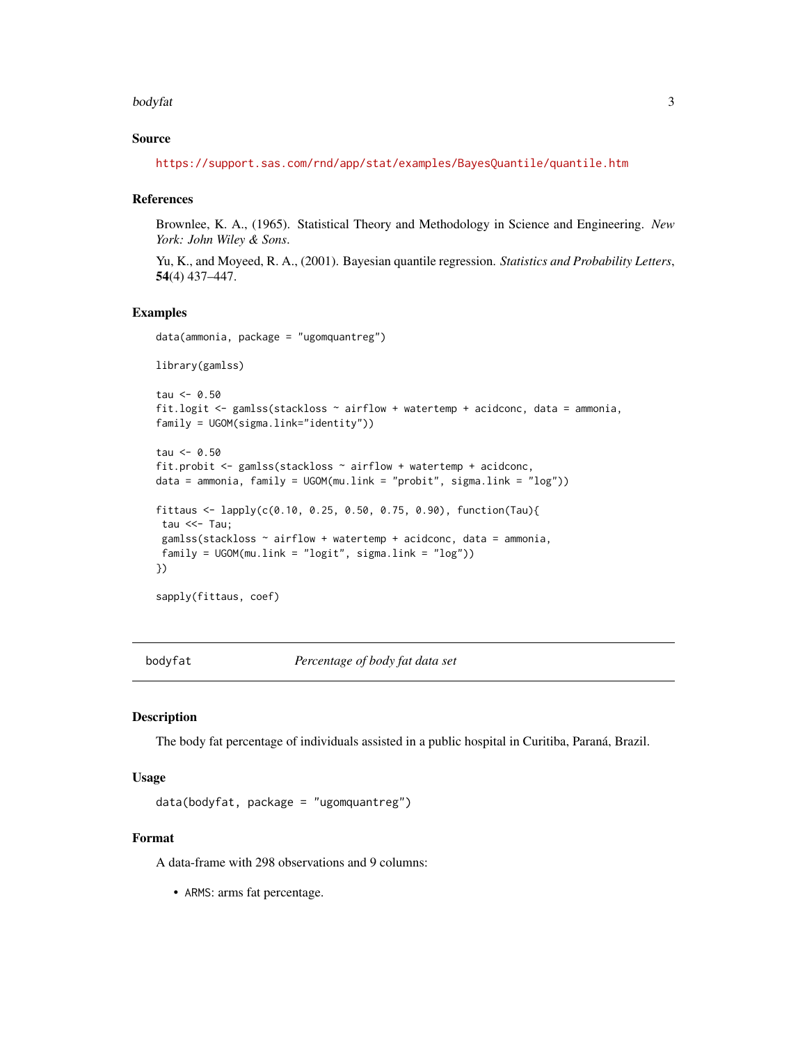### Source

https://support.sas.com/rnd/app/stat/examples/BayesQuantile/quantile.htm

### References

Brownlee, K. A., (1965). Statistical Theory and Methodology in Science and Engineering. *New York: John Wiley & Sons*.

Yu, K., and Moyeed, R. A., (2001). Bayesian quantile regression. *Statistics and Probability Letters*, **54**(4) 437–447.

### Examples

```
data(ammonia, package = "ugomquantreg")

library(gamlss)

tau <- 0.50
fit.logit <- gamlss(stackloss ~ airflow + watertemp + acidconc, data = ammonia,
family = UGOM(sigma.link="identity"))

tau <- 0.50
fit.probit <- gamlss(stackloss ~ airflow + watertemp + acidconc,
data = ammonia, family = UGOM(mu.link = "probit", sigma.link = "log"))

fittaus <- lapply(c(0.10, 0.25, 0.50, 0.75, 0.90), function(Tau){
 tau <<- Tau;
 gamlss(stackloss ~ airflow + watertemp + acidconc, data = ammonia,
 family = UGOM(mu.link = "logit", sigma.link = "log"))
})

sapply(fittaus, coef)
```

---

## bodyfat — *Percentage of body fat data set*

### Description

The body fat percentage of individuals assisted in a public hospital in Curitiba, Paraná, Brazil.

### Usage

```
data(bodyfat, package = "ugomquantreg")
```

### Format

A data-frame with 298 observations and 9 columns:

- ARMS: arms fat percentage.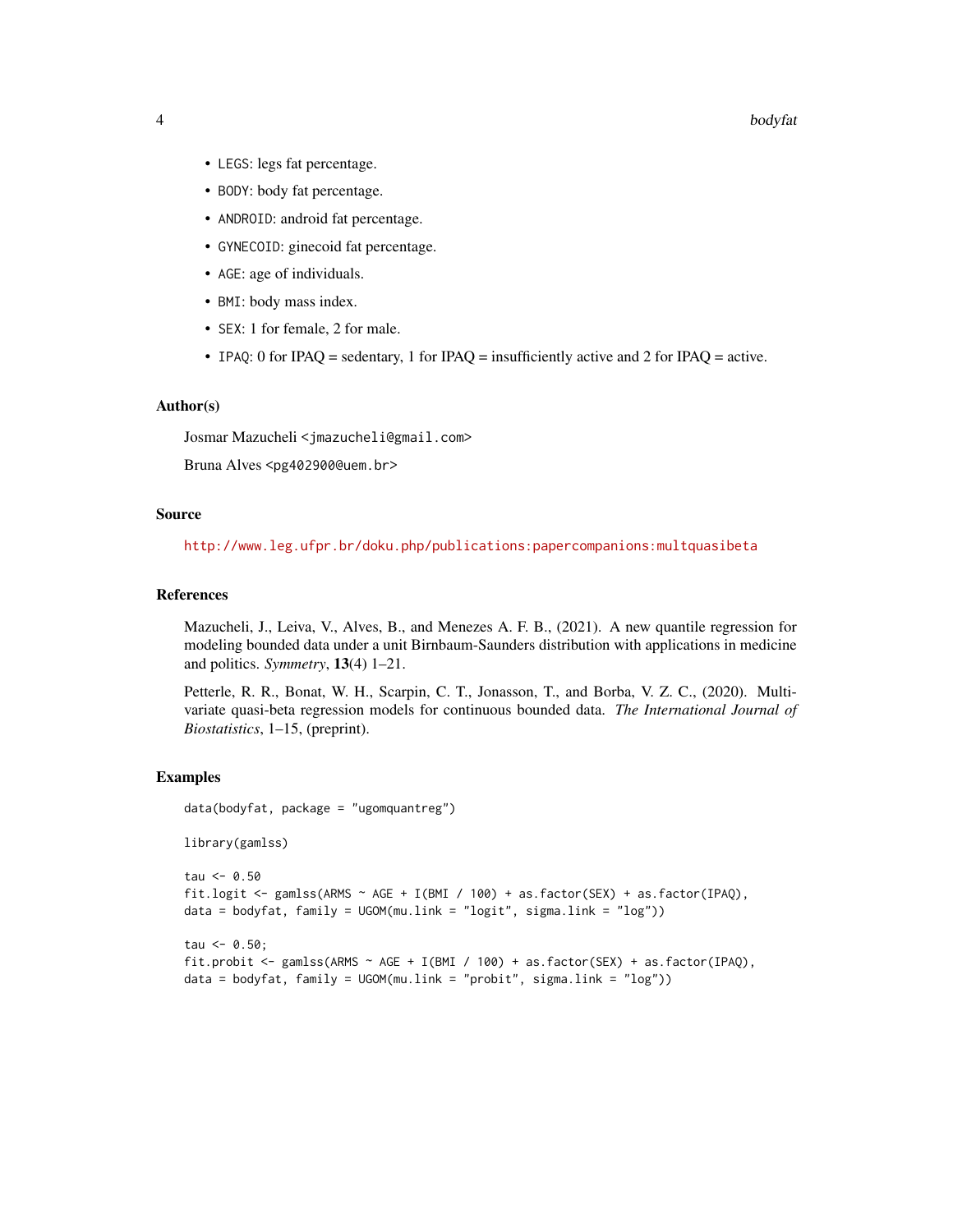- `LEGS`: legs fat percentage.
- `BODY`: body fat percentage.
- `ANDROID`: android fat percentage.
- `GYNECOID`: ginecoid fat percentage.
- `AGE`: age of individuals.
- `BMI`: body mass index.
- `SEX`: 1 for female, 2 for male.
- `IPAQ`: 0 for IPAQ = sedentary, 1 for IPAQ = insufficiently active and 2 for IPAQ = active.

### Author(s)

Josmar Mazucheli <jmazucheli@gmail.com>

Bruna Alves <pg402900@uem.br>

### Source

http://www.leg.ufpr.br/doku.php/publications:papercompanions:multquasibeta

### References

Mazucheli, J., Leiva, V., Alves, B., and Menezes A. F. B., (2021). A new quantile regression for modeling bounded data under a unit Birnbaum-Saunders distribution with applications in medicine and politics. *Symmetry*, **13**(4) 1–21.

Petterle, R. R., Bonat, W. H., Scarpin, C. T., Jonasson, T., and Borba, V. Z. C., (2020). Multivariate quasi-beta regression models for continuous bounded data. *The International Journal of Biostatistics*, 1–15, (preprint).

### Examples

```
data(bodyfat, package = "ugomquantreg")

library(gamlss)

tau <- 0.50
fit.logit <- gamlss(ARMS ~ AGE + I(BMI / 100) + as.factor(SEX) + as.factor(IPAQ),
data = bodyfat, family = UGOM(mu.link = "logit", sigma.link = "log"))

tau <- 0.50;
fit.probit <- gamlss(ARMS ~ AGE + I(BMI / 100) + as.factor(SEX) + as.factor(IPAQ),
data = bodyfat, family = UGOM(mu.link = "probit", sigma.link = "log"))
```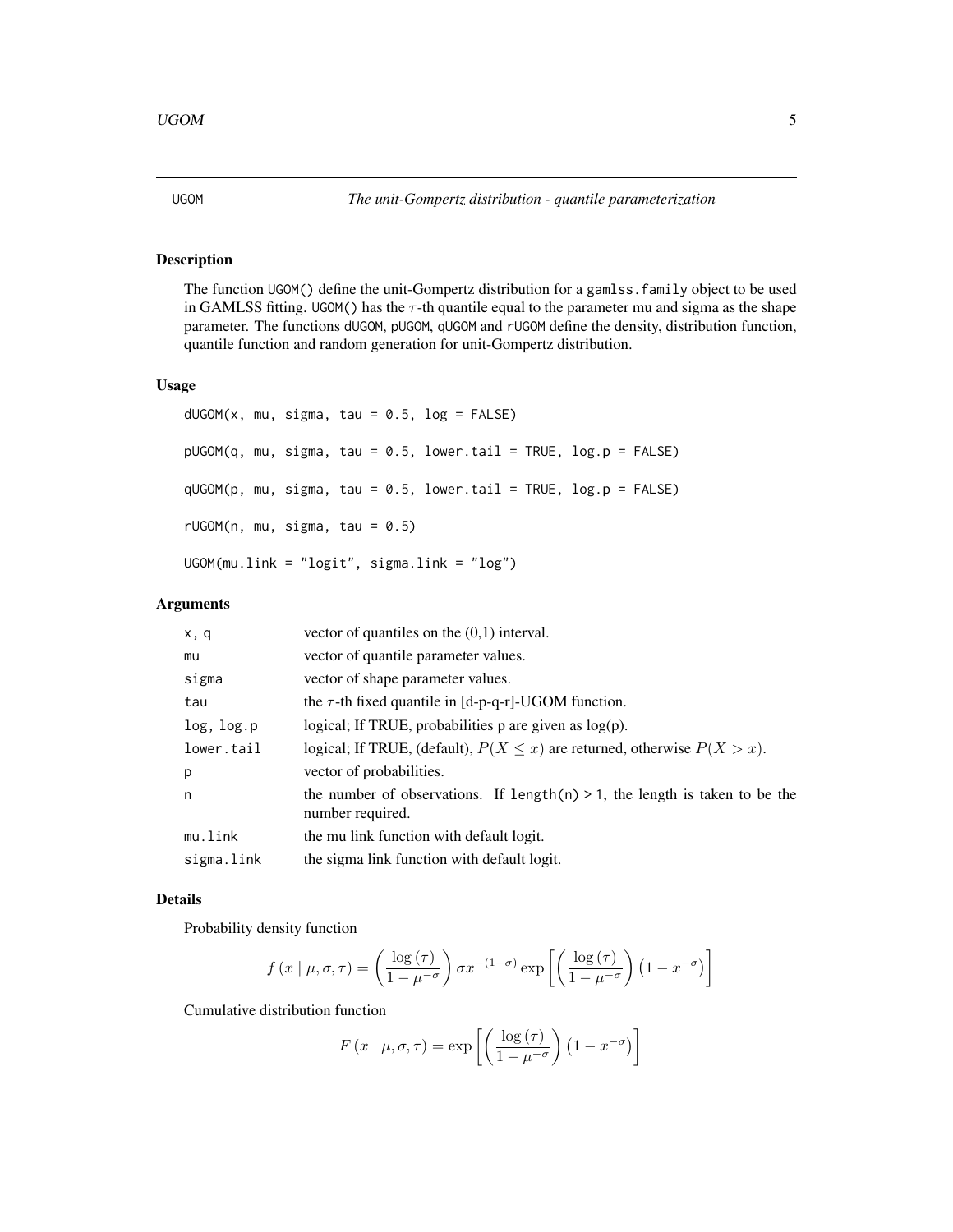## UGOM — *The unit-Gompertz distribution - quantile parameterization*

### Description

The function UGOM() define the unit-Gompertz distribution for a gamlss.family object to be used in GAMLSS fitting. UGOM() has the $\tau$-th quantile equal to the parameter mu and sigma as the shape parameter. The functions dUGOM, pUGOM, qUGOM and rUGOM define the density, distribution function, quantile function and random generation for unit-Gompertz distribution.

### Usage

```
dUGOM(x, mu, sigma, tau = 0.5, log = FALSE)

pUGOM(q, mu, sigma, tau = 0.5, lower.tail = TRUE, log.p = FALSE)

qUGOM(p, mu, sigma, tau = 0.5, lower.tail = TRUE, log.p = FALSE)

rUGOM(n, mu, sigma, tau = 0.5)

UGOM(mu.link = "logit", sigma.link = "log")
```

### Arguments

| | |
|---|---|
| x, q | vector of quantiles on the (0,1) interval. |
| mu | vector of quantile parameter values. |
| sigma | vector of shape parameter values. |
| tau | the $\tau$-th fixed quantile in [d-p-q-r]-UGOM function. |
| log, log.p | logical; If TRUE, probabilities p are given as log(p). |
| lower.tail | logical; If TRUE, (default), $P(X \leq x)$ are returned, otherwise $P(X > x)$. |
| p | vector of probabilities. |
| n | the number of observations. If length(n) > 1, the length is taken to be the number required. |
| mu.link | the mu link function with default logit. |
| sigma.link | the sigma link function with default logit. |

### Details

Probability density function

$$f\left(x \mid \mu, \sigma, \tau\right) = \left(\frac{\log\left(\tau\right)}{1-\mu^{-\sigma}}\right)\sigma x^{-(1+\sigma)}\exp\left[\left(\frac{\log\left(\tau\right)}{1-\mu^{-\sigma}}\right)\left(1-x^{-\sigma}\right)\right]$$

Cumulative distribution function

$$F\left(x \mid \mu, \sigma, \tau\right) = \exp\left[\left(\frac{\log\left(\tau\right)}{1-\mu^{-\sigma}}\right)\left(1-x^{-\sigma}\right)\right]$$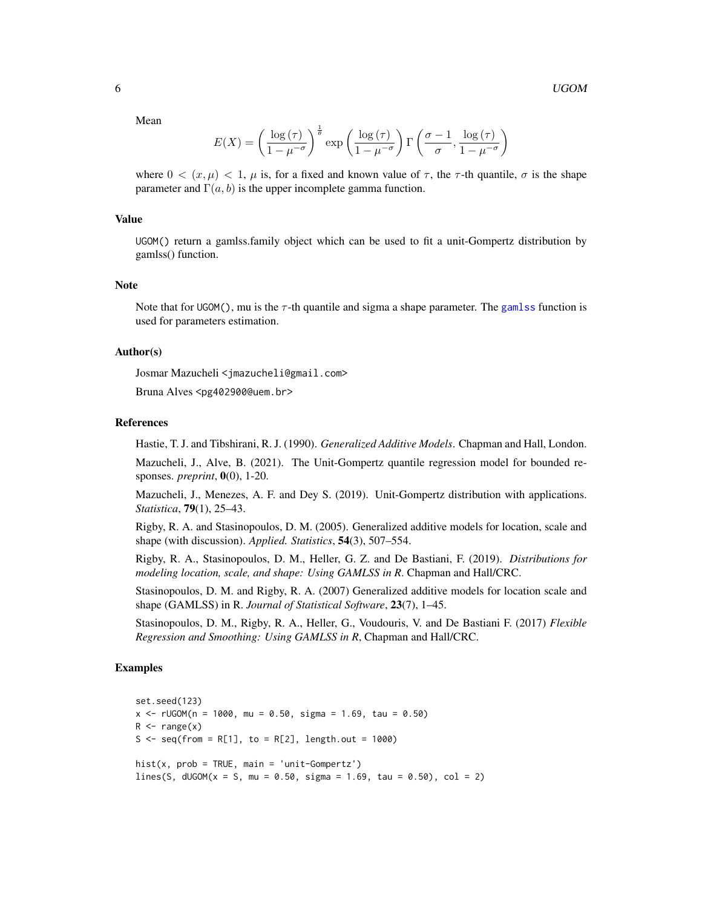Mean

$$E(X) = \left(\frac{\log(\tau)}{1-\mu^{-\sigma}}\right)^{\frac{1}{\sigma}} \exp\left(\frac{\log(\tau)}{1-\mu^{-\sigma}}\right) \Gamma\left(\frac{\sigma-1}{\sigma}, \frac{\log(\tau)}{1-\mu^{-\sigma}}\right)$$

where $0 < (x, \mu) < 1$, $\mu$ is, for a fixed and known value of $\tau$, the $\tau$-th quantile, $\sigma$ is the shape parameter and $\Gamma(a, b)$ is the upper incomplete gamma function.

### Value

UGOM() return a gamlss.family object which can be used to fit a unit-Gompertz distribution by gamlss() function.

### Note

Note that for UGOM(), mu is the $\tau$-th quantile and sigma a shape parameter. The gamlss function is used for parameters estimation.

### Author(s)

Josmar Mazucheli <jmazucheli@gmail.com>

Bruna Alves <pg402900@uem.br>

### References

Hastie, T. J. and Tibshirani, R. J. (1990). *Generalized Additive Models*. Chapman and Hall, London.

Mazucheli, J., Alve, B. (2021). The Unit-Gompertz quantile regression model for bounded responses. *preprint*, **0**(0), 1-20.

Mazucheli, J., Menezes, A. F. and Dey S. (2019). Unit-Gompertz distribution with applications. *Statistica*, **79**(1), 25–43.

Rigby, R. A. and Stasinopoulos, D. M. (2005). Generalized additive models for location, scale and shape (with discussion). *Applied. Statistics*, **54**(3), 507–554.

Rigby, R. A., Stasinopoulos, D. M., Heller, G. Z. and De Bastiani, F. (2019). *Distributions for modeling location, scale, and shape: Using GAMLSS in R*. Chapman and Hall/CRC.

Stasinopoulos, D. M. and Rigby, R. A. (2007) Generalized additive models for location scale and shape (GAMLSS) in R. *Journal of Statistical Software*, **23**(7), 1–45.

Stasinopoulos, D. M., Rigby, R. A., Heller, G., Voudouris, V. and De Bastiani F. (2017) *Flexible Regression and Smoothing: Using GAMLSS in R*, Chapman and Hall/CRC.

### Examples

```
set.seed(123)
x <- rUGOM(n = 1000, mu = 0.50, sigma = 1.69, tau = 0.50)
R <- range(x)
S <- seq(from = R[1], to = R[2], length.out = 1000)

hist(x, prob = TRUE, main = 'unit-Gompertz')
lines(S, dUGOM(x = S, mu = 0.50, sigma = 1.69, tau = 0.50), col = 2)
```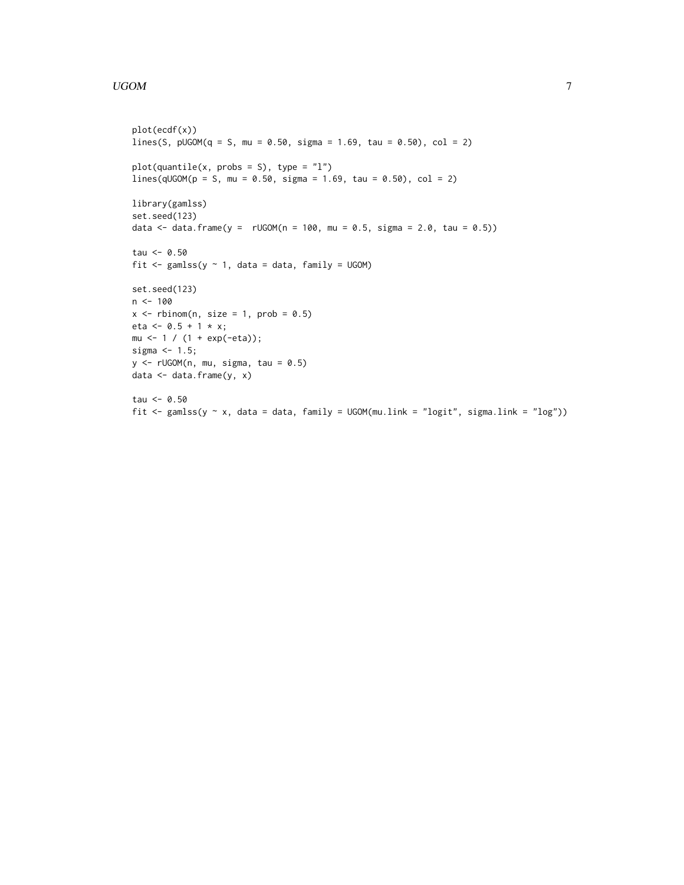```
plot(ecdf(x))
lines(S, pUGOM(q = S, mu = 0.50, sigma = 1.69, tau = 0.50), col = 2)

plot(quantile(x, probs = S), type = "l")
lines(qUGOM(p = S, mu = 0.50, sigma = 1.69, tau = 0.50), col = 2)

library(gamlss)
set.seed(123)
data <- data.frame(y =  rUGOM(n = 100, mu = 0.5, sigma = 2.0, tau = 0.5))

tau <- 0.50
fit <- gamlss(y ~ 1, data = data, family = UGOM)

set.seed(123)
n <- 100
x <- rbinom(n, size = 1, prob = 0.5)
eta <- 0.5 + 1 * x;
mu <- 1 / (1 + exp(-eta));
sigma <- 1.5;
y <- rUGOM(n, mu, sigma, tau = 0.5)
data <- data.frame(y, x)

tau <- 0.50
fit <- gamlss(y ~ x, data = data, family = UGOM(mu.link = "logit", sigma.link = "log"))
```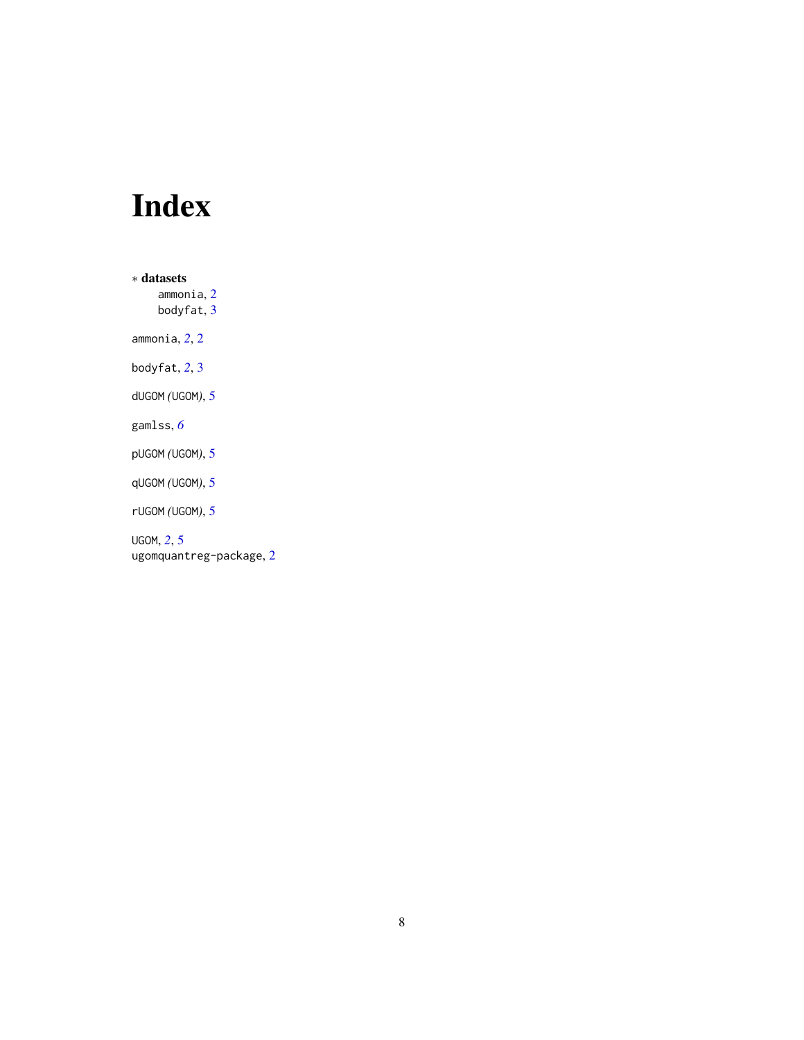# Index

∗ **datasets**
  ammonia, 2
  bodyfat, 3

ammonia, *2*, 2

bodyfat, *2*, 3

dUGOM *(UGOM)*, 5

gamlss, *6*

pUGOM *(UGOM)*, 5

qUGOM *(UGOM)*, 5

rUGOM *(UGOM)*, 5

UGOM, *2*, 5
ugomquantreg-package, 2